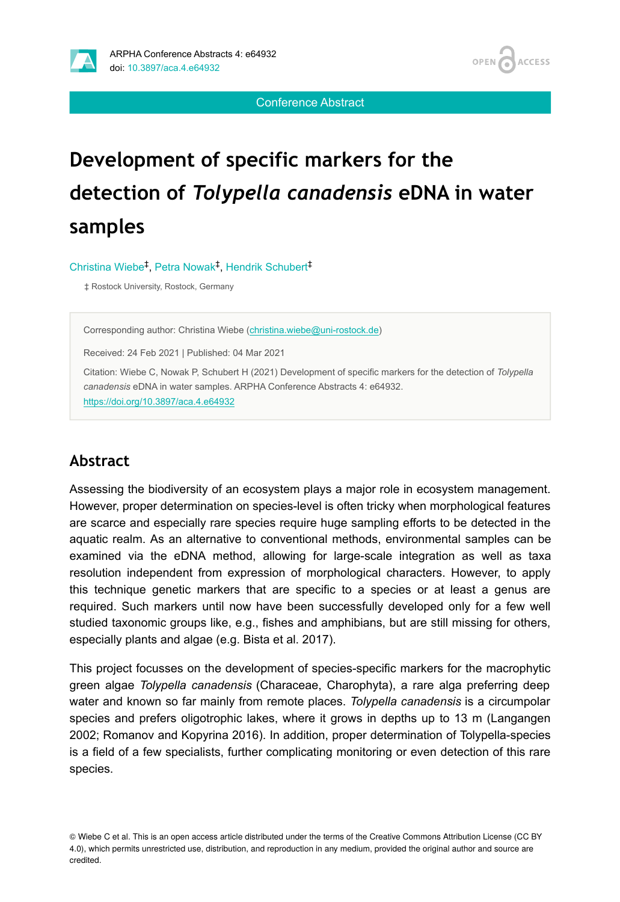Conference Abstract

# Development of specific markers for the detection of *Tolypella canadensis* eDNA in water samples

Christina Wiebe[‡], Petra Nowak[‡], Hendrik Schubert[‡]

‡ Rostock University, Rostock, Germany

Corresponding author: Christina Wiebe (christina.wiebe@uni-rostock.de)

Received: 24 Feb 2021 | Published: 04 Mar 2021

Citation: Wiebe C, Nowak P, Schubert H (2021) Development of specific markers for the detection of *Tolypella canadensis* eDNA in water samples. ARPHA Conference Abstracts 4: e64932. https://doi.org/10.3897/aca.4.e64932

## Abstract

Assessing the biodiversity of an ecosystem plays a major role in ecosystem management. However, proper determination on species-level is often tricky when morphological features are scarce and especially rare species require huge sampling efforts to be detected in the aquatic realm. As an alternative to conventional methods, environmental samples can be examined via the eDNA method, allowing for large-scale integration as well as taxa resolution independent from expression of morphological characters. However, to apply this technique genetic markers that are specific to a species or at least a genus are required. Such markers until now have been successfully developed only for a few well studied taxonomic groups like, e.g., fishes and amphibians, but are still missing for others, especially plants and algae (e.g. Bista et al. 2017).

This project focusses on the development of species-specific markers for the macrophytic green algae *Tolypella canadensis* (Characeae, Charophyta), a rare alga preferring deep water and known so far mainly from remote places. *Tolypella canadensis* is a circumpolar species and prefers oligotrophic lakes, where it grows in depths up to 13 m (Langangen 2002; Romanov and Kopyrina 2016). In addition, proper determination of Tolypella-species is a field of a few specialists, further complicating monitoring or even detection of this rare species.

© Wiebe C et al. This is an open access article distributed under the terms of the Creative Commons Attribution License (CC BY 4.0), which permits unrestricted use, distribution, and reproduction in any medium, provided the original author and source are credited.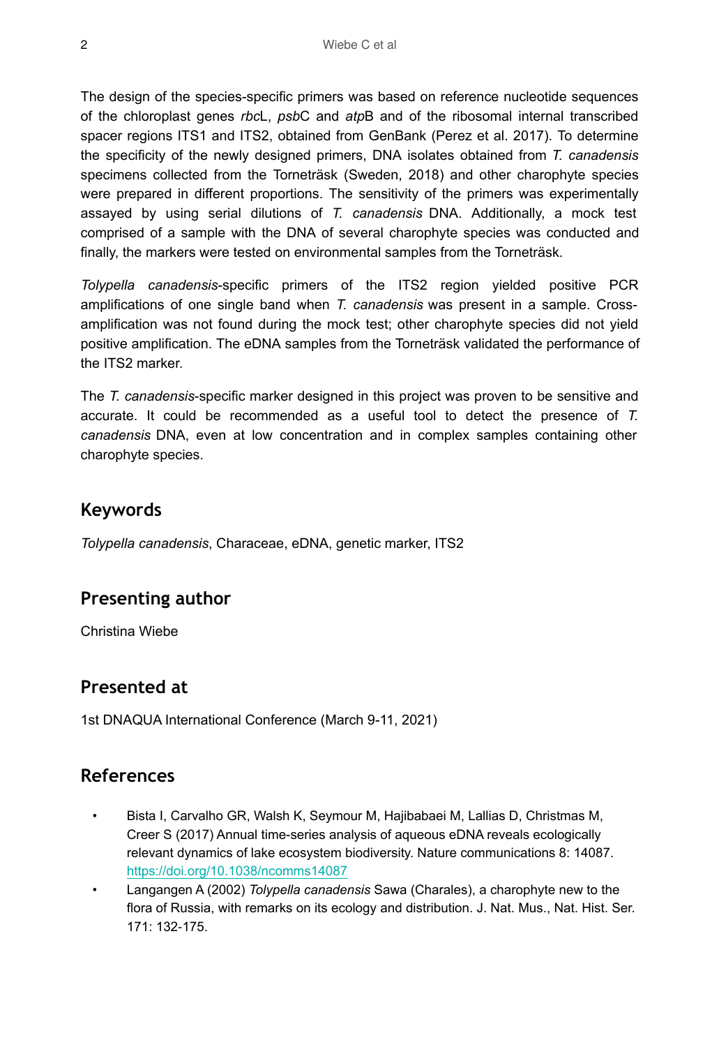The design of the species-specific primers was based on reference nucleotide sequences of the chloroplast genes *rbc*L, *psb*C and *atp*B and of the ribosomal internal transcribed spacer regions ITS1 and ITS2, obtained from GenBank (Perez et al. 2017). To determine the specificity of the newly designed primers, DNA isolates obtained from *T. canadensis* specimens collected from the Torneträsk (Sweden, 2018) and other charophyte species were prepared in different proportions. The sensitivity of the primers was experimentally assayed by using serial dilutions of *T. canadensis* DNA. Additionally, a mock test comprised of a sample with the DNA of several charophyte species was conducted and finally, the markers were tested on environmental samples from the Torneträsk.

*Tolypella canadensis*-specific primers of the ITS2 region yielded positive PCR amplifications of one single band when *T. canadensis* was present in a sample. Cross-amplification was not found during the mock test; other charophyte species did not yield positive amplification. The eDNA samples from the Torneträsk validated the performance of the ITS2 marker.

The *T. canadensis*-specific marker designed in this project was proven to be sensitive and accurate. It could be recommended as a useful tool to detect the presence of *T. canadensis* DNA, even at low concentration and in complex samples containing other charophyte species.

## Keywords

*Tolypella canadensis*, Characeae, eDNA, genetic marker, ITS2

## Presenting author

Christina Wiebe

## Presented at

1st DNAQUA International Conference (March 9-11, 2021)

## References

- Bista I, Carvalho GR, Walsh K, Seymour M, Hajibabaei M, Lallias D, Christmas M, Creer S (2017) Annual time-series analysis of aqueous eDNA reveals ecologically relevant dynamics of lake ecosystem biodiversity. Nature communications 8: 14087. https://doi.org/10.1038/ncomms14087
- Langangen A (2002) *Tolypella canadensis* Sawa (Charales), a charophyte new to the flora of Russia, with remarks on its ecology and distribution. J. Nat. Mus., Nat. Hist. Ser. 171: 132-175.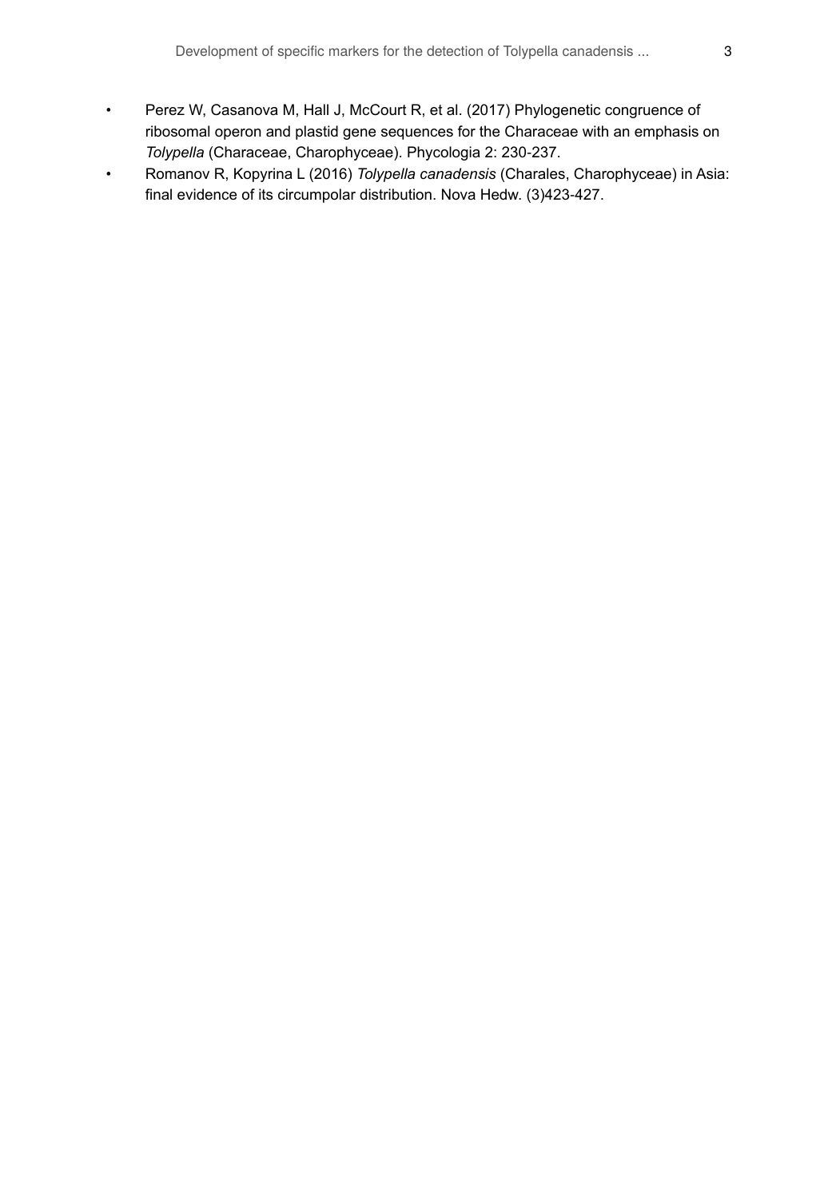- Perez W, Casanova M, Hall J, McCourt R, et al. (2017) Phylogenetic congruence of ribosomal operon and plastid gene sequences for the Characeae with an emphasis on *Tolypella* (Characeae, Charophyceae). Phycologia 2: 230-237.
- Romanov R, Kopyrina L (2016) *Tolypella canadensis* (Charales, Charophyceae) in Asia: final evidence of its circumpolar distribution. Nova Hedw. (3)423-427.